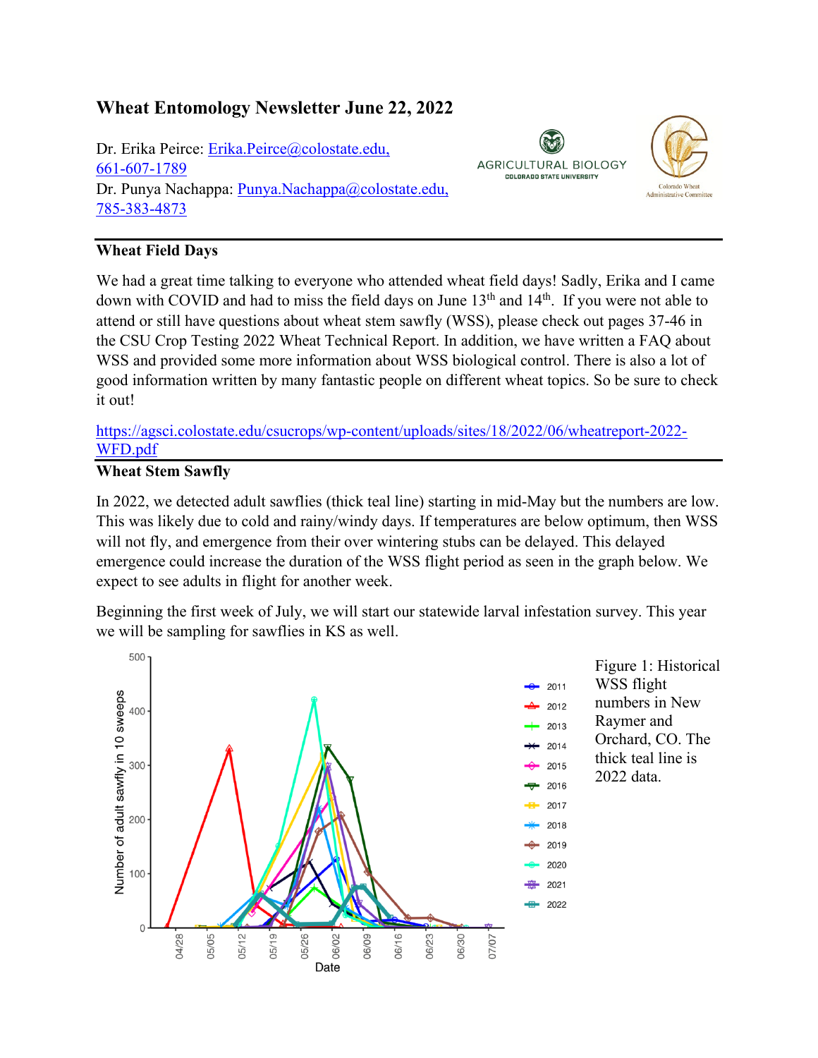# Wheat Entomology Newsletter June 22, 2022

Dr. Erika Peirce: Erika.Peirce@colostate.edu, 661-607-1789
Dr. Punya Nachappa: Punya.Nachappa@colostate.edu, 785-383-4873

## Wheat Field Days

We had a great time talking to everyone who attended wheat field days! Sadly, Erika and I came down with COVID and had to miss the field days on June 13th and 14th. If you were not able to attend or still have questions about wheat stem sawfly (WSS), please check out pages 37-46 in the CSU Crop Testing 2022 Wheat Technical Report. In addition, we have written a FAQ about WSS and provided some more information about WSS biological control. There is also a lot of good information written by many fantastic people on different wheat topics. So be sure to check it out!

https://agsci.colostate.edu/csucrops/wp-content/uploads/sites/18/2022/06/wheatreport-2022-WFD.pdf

## Wheat Stem Sawfly

In 2022, we detected adult sawflies (thick teal line) starting in mid-May but the numbers are low. This was likely due to cold and rainy/windy days. If temperatures are below optimum, then WSS will not fly, and emergence from their over wintering stubs can be delayed. This delayed emergence could increase the duration of the WSS flight period as seen in the graph below. We expect to see adults in flight for another week.

Beginning the first week of July, we will start our statewide larval infestation survey. This year we will be sampling for sawflies in KS as well.

Figure 1: Historical WSS flight numbers in New Raymer and Orchard, CO. The thick teal line is 2022 data.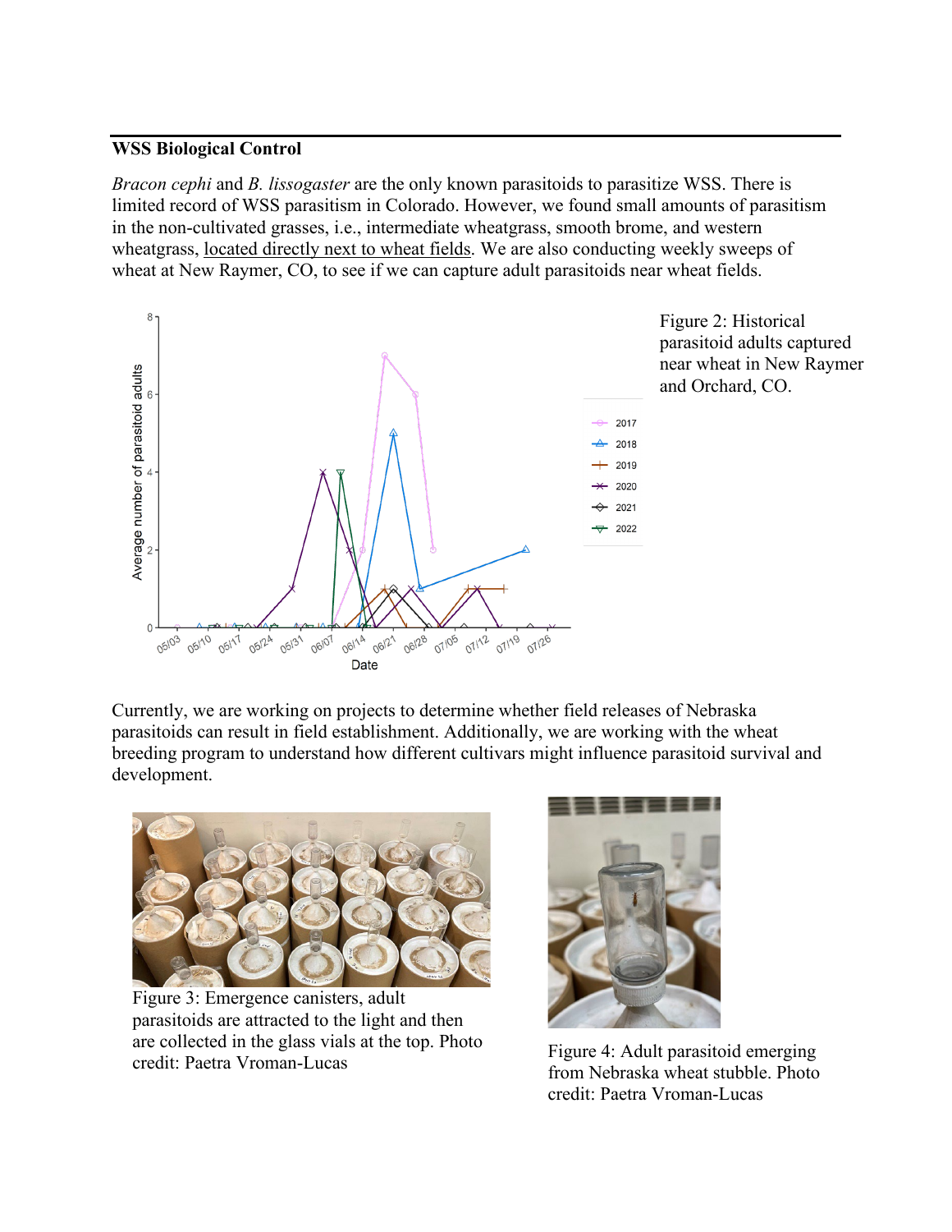**WSS Biological Control**

*Bracon cephi* and *B. lissogaster* are the only known parasitoids to parasitize WSS. There is limited record of WSS parasitism in Colorado. However, we found small amounts of parasitism in the non-cultivated grasses, i.e., intermediate wheatgrass, smooth brome, and western wheatgrass, <u>located directly next to wheat fields</u>. We are also conducting weekly sweeps of wheat at New Raymer, CO, to see if we can capture adult parasitoids near wheat fields.

Figure 2: Historical parasitoid adults captured near wheat in New Raymer and Orchard, CO.

Currently, we are working on projects to determine whether field releases of Nebraska parasitoids can result in field establishment. Additionally, we are working with the wheat breeding program to understand how different cultivars might influence parasitoid survival and development.

Figure 3: Emergence canisters, adult parasitoids are attracted to the light and then are collected in the glass vials at the top. Photo credit: Paetra Vroman-Lucas

Figure 4: Adult parasitoid emerging from Nebraska wheat stubble. Photo credit: Paetra Vroman-Lucas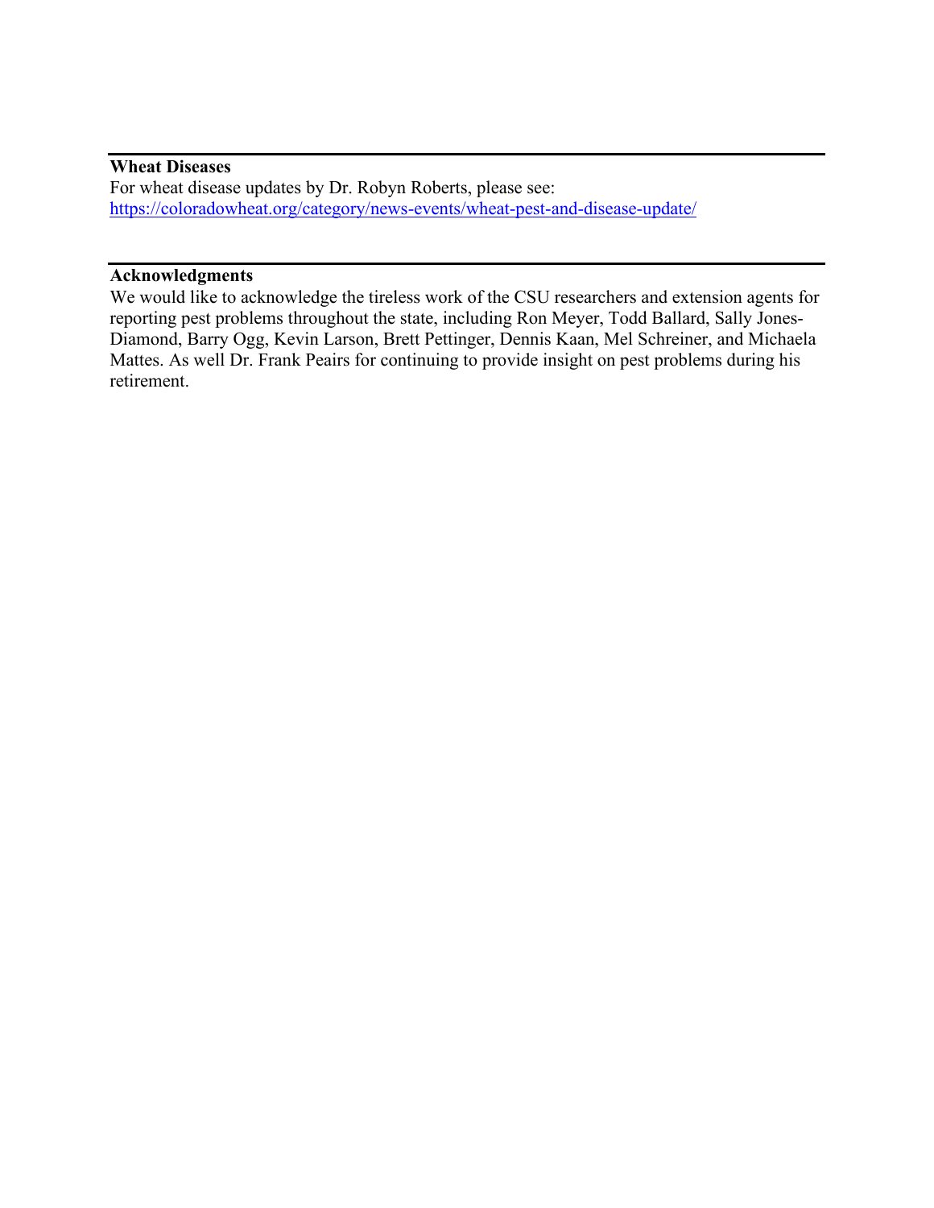## Wheat Diseases

For wheat disease updates by Dr. Robyn Roberts, please see: https://coloradowheat.org/category/news-events/wheat-pest-and-disease-update/

## Acknowledgments

We would like to acknowledge the tireless work of the CSU researchers and extension agents for reporting pest problems throughout the state, including Ron Meyer, Todd Ballard, Sally Jones-Diamond, Barry Ogg, Kevin Larson, Brett Pettinger, Dennis Kaan, Mel Schreiner, and Michaela Mattes. As well Dr. Frank Peairs for continuing to provide insight on pest problems during his retirement.